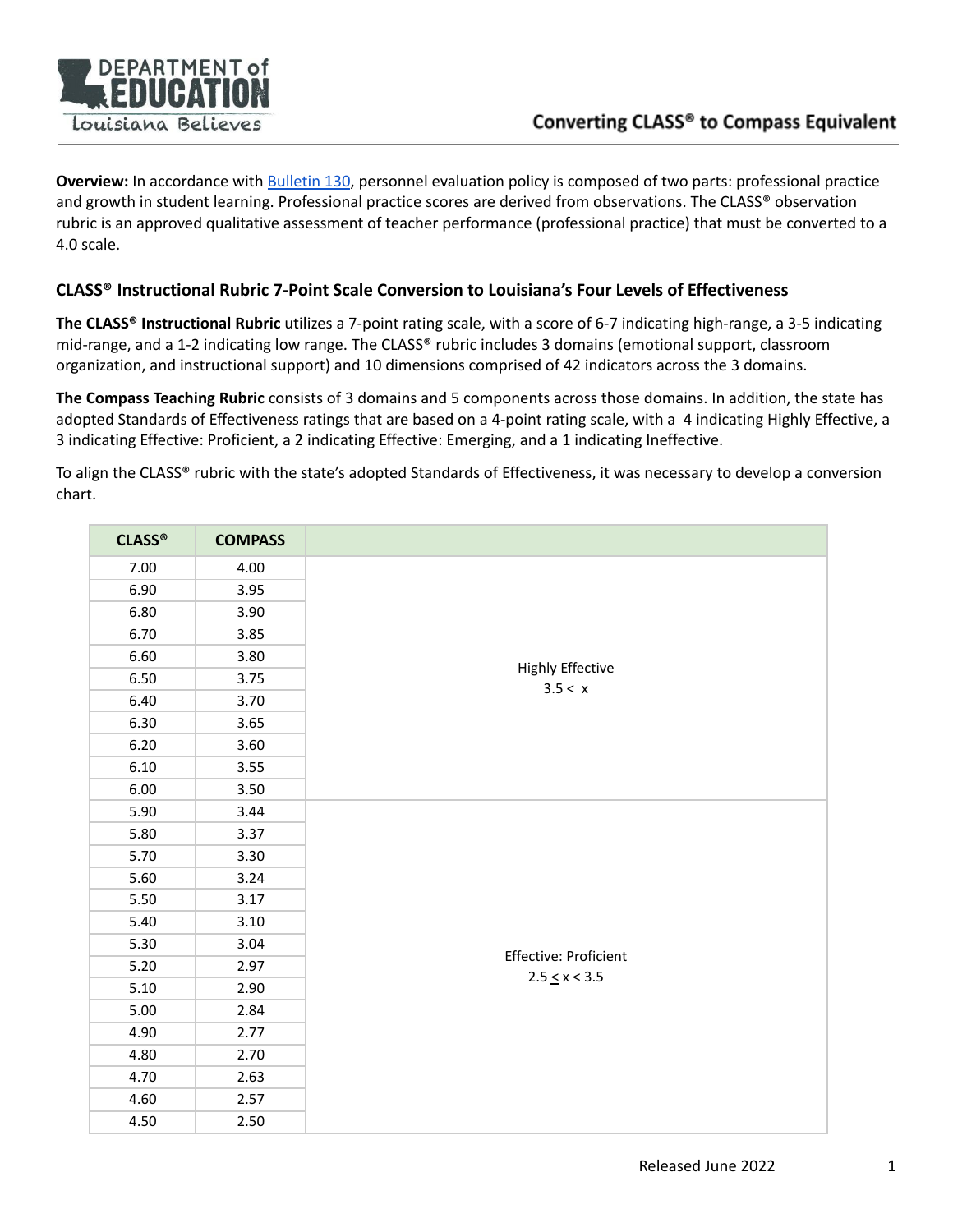# Converting CLASS® to Compass Equivalent

**Overview:** In accordance with Bulletin 130, personnel evaluation policy is composed of two parts: professional practice and growth in student learning. Professional practice scores are derived from observations. The CLASS® observation rubric is an approved qualitative assessment of teacher performance (professional practice) that must be converted to a 4.0 scale.

## CLASS® Instructional Rubric 7-Point Scale Conversion to Louisiana's Four Levels of Effectiveness

**The CLASS® Instructional Rubric** utilizes a 7-point rating scale, with a score of 6-7 indicating high-range, a 3-5 indicating mid-range, and a 1-2 indicating low range. The CLASS® rubric includes 3 domains (emotional support, classroom organization, and instructional support) and 10 dimensions comprised of 42 indicators across the 3 domains.

**The Compass Teaching Rubric** consists of 3 domains and 5 components across those domains. In addition, the state has adopted Standards of Effectiveness ratings that are based on a 4-point rating scale, with a 4 indicating Highly Effective, a 3 indicating Effective: Proficient, a 2 indicating Effective: Emerging, and a 1 indicating Ineffective.

To align the CLASS® rubric with the state's adopted Standards of Effectiveness, it was necessary to develop a conversion chart.

| CLASS® | COMPASS | |
|---|---|---|
| 7.00 | 4.00 | Highly Effective $3.5 \leq x$ |
| 6.90 | 3.95 | |
| 6.80 | 3.90 | |
| 6.70 | 3.85 | |
| 6.60 | 3.80 | |
| 6.50 | 3.75 | |
| 6.40 | 3.70 | |
| 6.30 | 3.65 | |
| 6.20 | 3.60 | |
| 6.10 | 3.55 | |
| 6.00 | 3.50 | |
| 5.90 | 3.44 | Effective: Proficient $2.5 \leq x < 3.5$ |
| 5.80 | 3.37 | |
| 5.70 | 3.30 | |
| 5.60 | 3.24 | |
| 5.50 | 3.17 | |
| 5.40 | 3.10 | |
| 5.30 | 3.04 | |
| 5.20 | 2.97 | |
| 5.10 | 2.90 | |
| 5.00 | 2.84 | |
| 4.90 | 2.77 | |
| 4.80 | 2.70 | |
| 4.70 | 2.63 | |
| 4.60 | 2.57 | |
| 4.50 | 2.50 | |

Released June 2022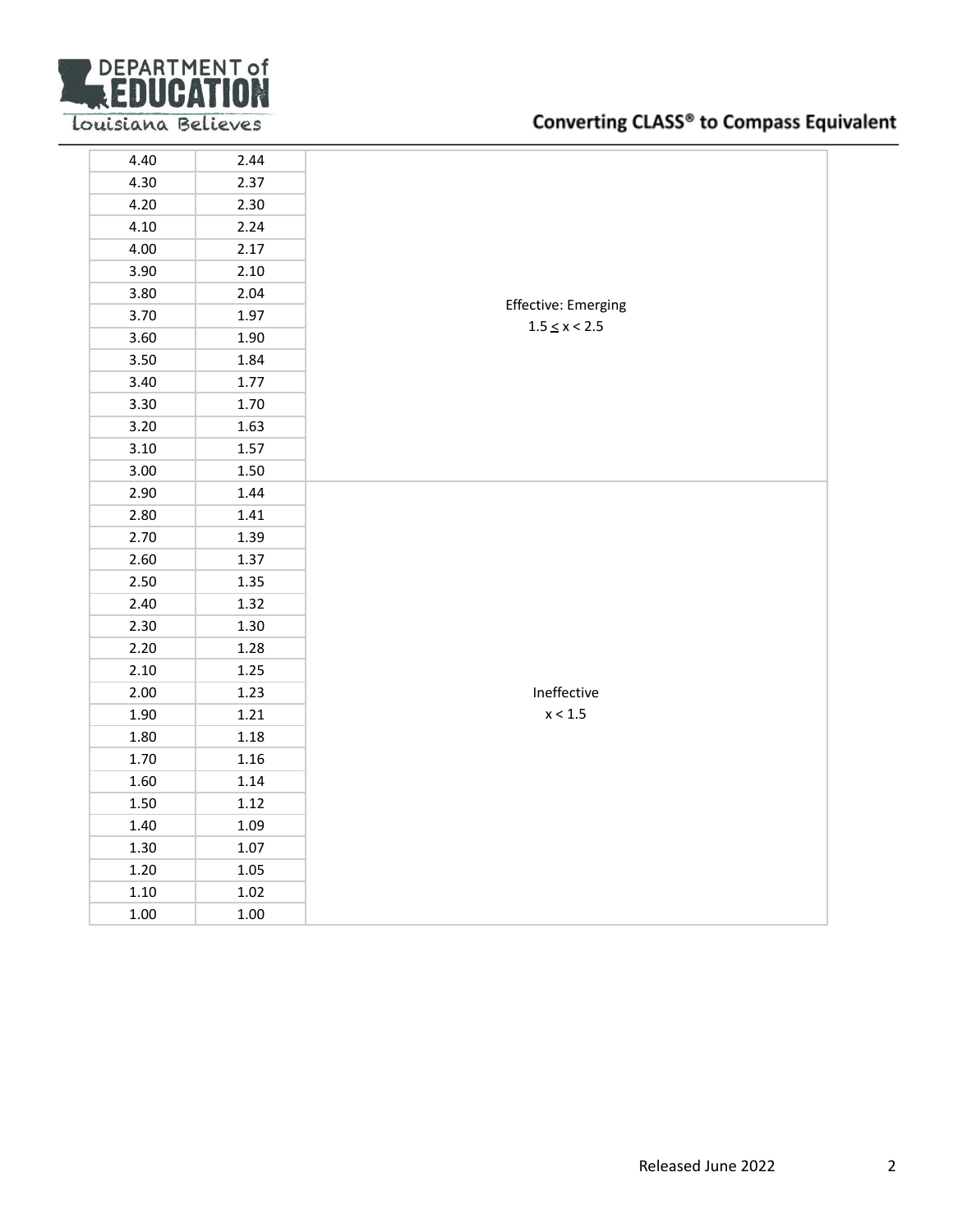| | | |
|---|---|---|
| 4.40 | 2.44 | Effective: Emerging<br>$1.5 \leq x < 2.5$ |
| 4.30 | 2.37 | |
| 4.20 | 2.30 | |
| 4.10 | 2.24 | |
| 4.00 | 2.17 | |
| 3.90 | 2.10 | |
| 3.80 | 2.04 | |
| 3.70 | 1.97 | |
| 3.60 | 1.90 | |
| 3.50 | 1.84 | |
| 3.40 | 1.77 | |
| 3.30 | 1.70 | |
| 3.20 | 1.63 | |
| 3.10 | 1.57 | |
| 3.00 | 1.50 | |
| 2.90 | 1.44 | Ineffective<br>$x < 1.5$ |
| 2.80 | 1.41 | |
| 2.70 | 1.39 | |
| 2.60 | 1.37 | |
| 2.50 | 1.35 | |
| 2.40 | 1.32 | |
| 2.30 | 1.30 | |
| 2.20 | 1.28 | |
| 2.10 | 1.25 | |
| 2.00 | 1.23 | |
| 1.90 | 1.21 | |
| 1.80 | 1.18 | |
| 1.70 | 1.16 | |
| 1.60 | 1.14 | |
| 1.50 | 1.12 | |
| 1.40 | 1.09 | |
| 1.30 | 1.07 | |
| 1.20 | 1.05 | |
| 1.10 | 1.02 | |
| 1.00 | 1.00 | |

Released June 2022